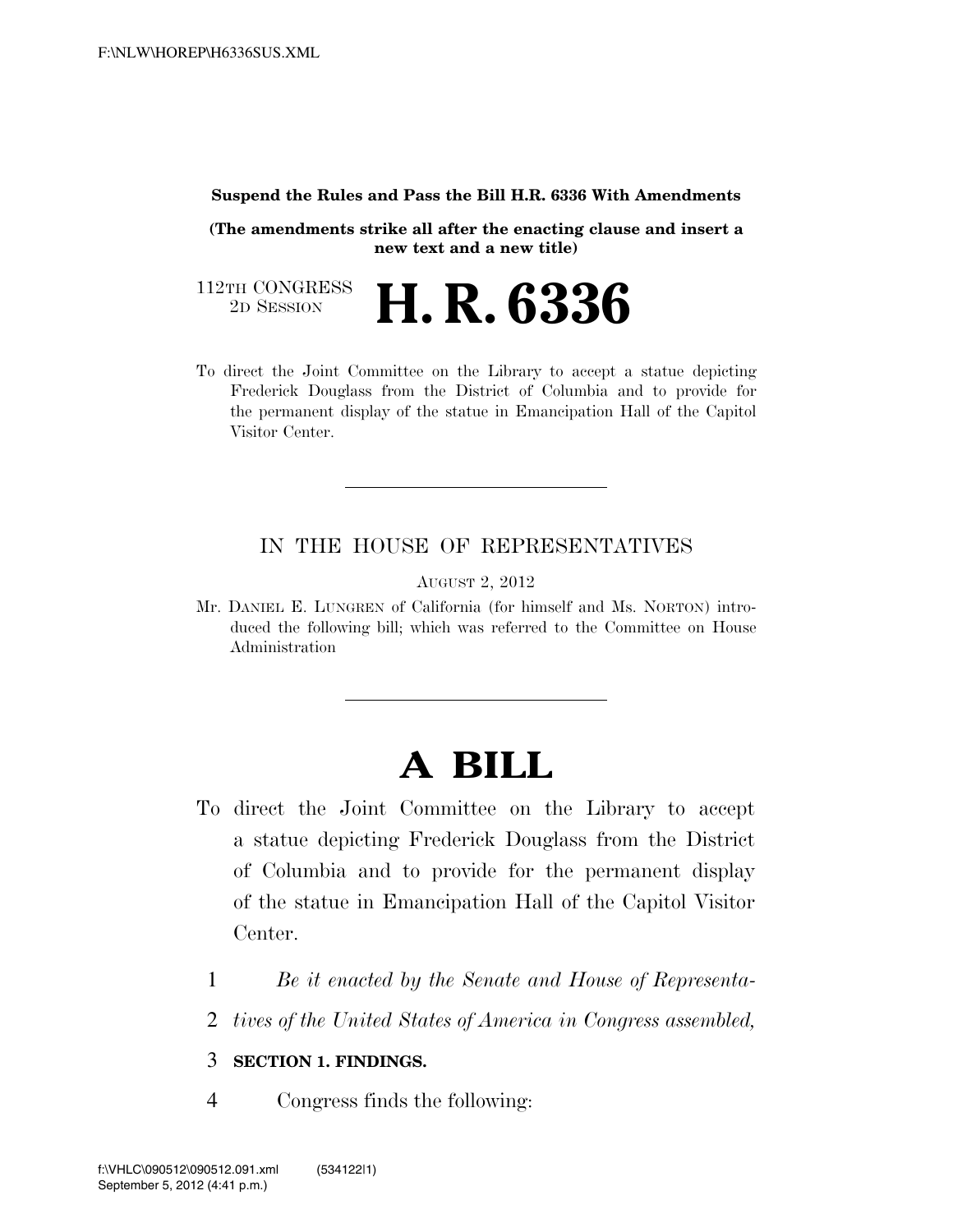**Suspend the Rules and Pass the Bill H.R. 6336 With Amendments**

**(The amendments strike all after the enacting clause and insert a new text and a new title)**

112TH CONGRESS
2D SESSION

# H. R. 6336

To direct the Joint Committee on the Library to accept a statue depicting Frederick Douglass from the District of Columbia and to provide for the permanent display of the statue in Emancipation Hall of the Capitol Visitor Center.

---

IN THE HOUSE OF REPRESENTATIVES

AUGUST 2, 2012

Mr. DANIEL E. LUNGREN of California (for himself and Ms. NORTON) introduced the following bill; which was referred to the Committee on House Administration

---

# A BILL

To direct the Joint Committee on the Library to accept a statue depicting Frederick Douglass from the District of Columbia and to provide for the permanent display of the statue in Emancipation Hall of the Capitol Visitor Center.

1 *Be it enacted by the Senate and House of Representa-*
2 *tives of the United States of America in Congress assembled,*

3 **SECTION 1. FINDINGS.**

4 Congress finds the following: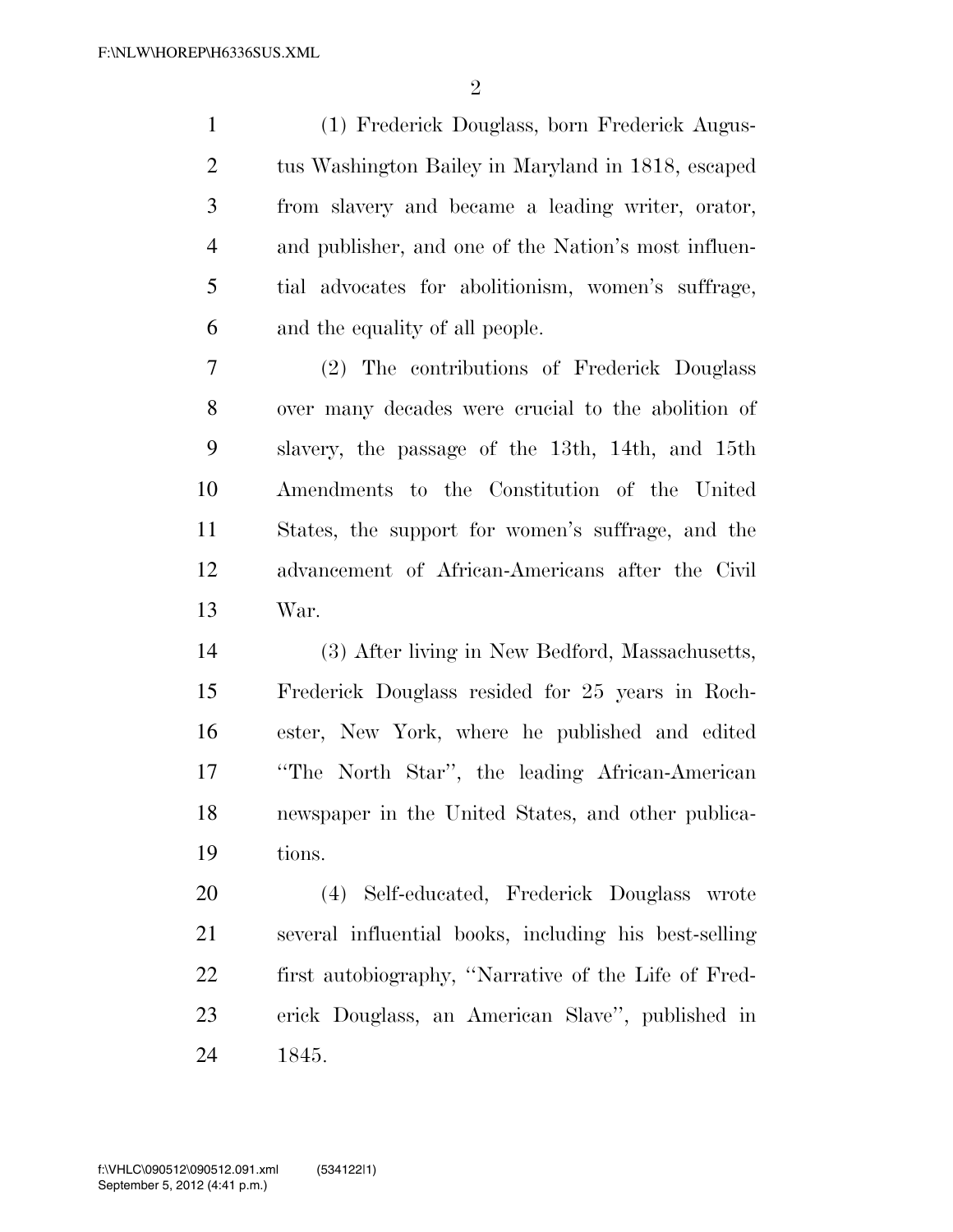(1) Frederick Douglass, born Frederick Augustus Washington Bailey in Maryland in 1818, escaped from slavery and became a leading writer, orator, and publisher, and one of the Nation's most influential advocates for abolitionism, women's suffrage, and the equality of all people.

(2) The contributions of Frederick Douglass over many decades were crucial to the abolition of slavery, the passage of the 13th, 14th, and 15th Amendments to the Constitution of the United States, the support for women's suffrage, and the advancement of African-Americans after the Civil War.

(3) After living in New Bedford, Massachusetts, Frederick Douglass resided for 25 years in Rochester, New York, where he published and edited "The North Star", the leading African-American newspaper in the United States, and other publications.

(4) Self-educated, Frederick Douglass wrote several influential books, including his best-selling first autobiography, "Narrative of the Life of Frederick Douglass, an American Slave", published in 1845.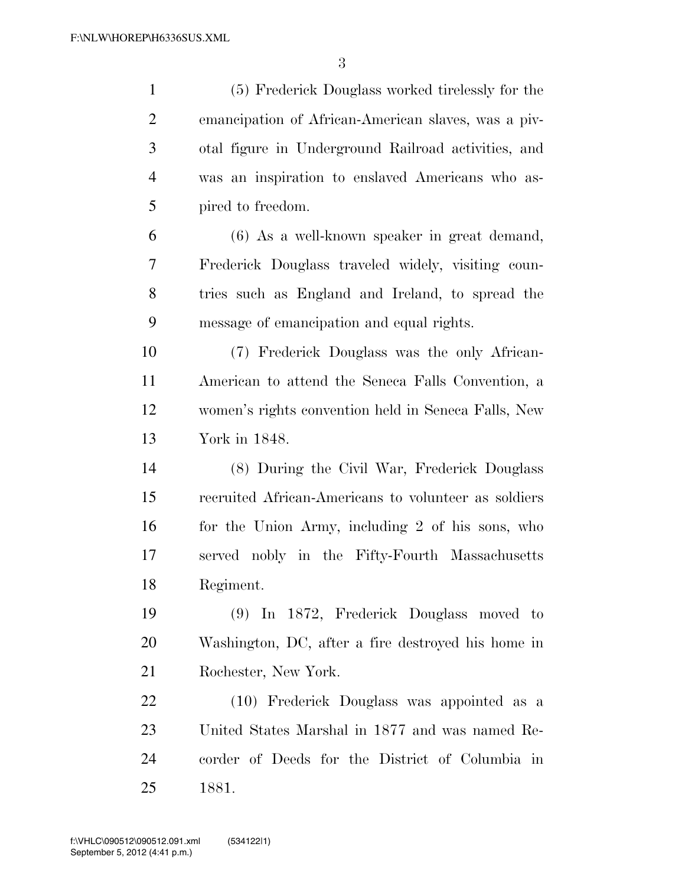(5) Frederick Douglass worked tirelessly for the emancipation of African-American slaves, was a pivotal figure in Underground Railroad activities, and was an inspiration to enslaved Americans who aspired to freedom.

(6) As a well-known speaker in great demand, Frederick Douglass traveled widely, visiting countries such as England and Ireland, to spread the message of emancipation and equal rights.

(7) Frederick Douglass was the only African-American to attend the Seneca Falls Convention, a women's rights convention held in Seneca Falls, New York in 1848.

(8) During the Civil War, Frederick Douglass recruited African-Americans to volunteer as soldiers for the Union Army, including 2 of his sons, who served nobly in the Fifty-Fourth Massachusetts Regiment.

(9) In 1872, Frederick Douglass moved to Washington, DC, after a fire destroyed his home in Rochester, New York.

(10) Frederick Douglass was appointed as a United States Marshal in 1877 and was named Recorder of Deeds for the District of Columbia in 1881.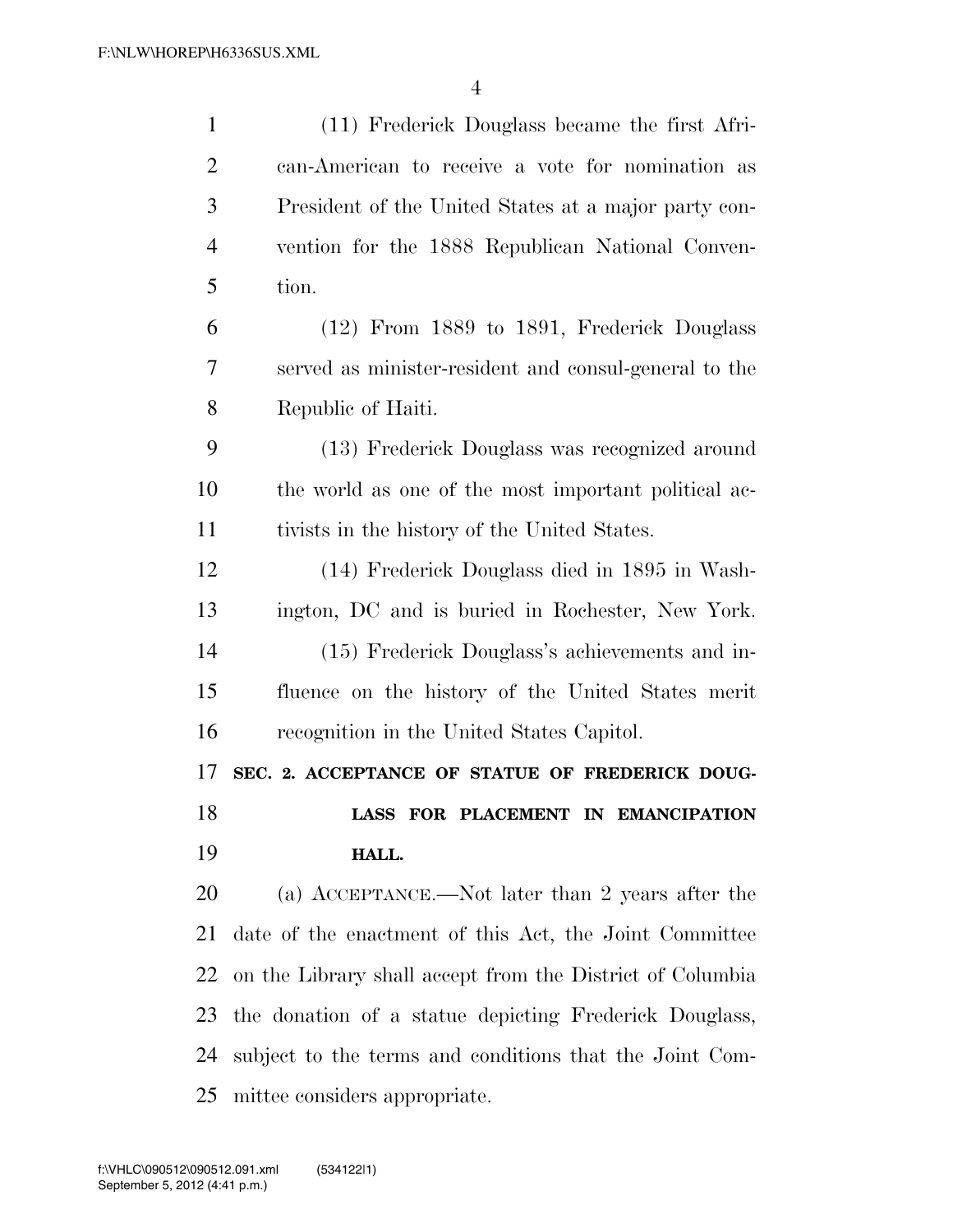(11) Frederick Douglass became the first African-American to receive a vote for nomination as President of the United States at a major party convention for the 1888 Republican National Convention.

(12) From 1889 to 1891, Frederick Douglass served as minister-resident and consul-general to the Republic of Haiti.

(13) Frederick Douglass was recognized around the world as one of the most important political activists in the history of the United States.

(14) Frederick Douglass died in 1895 in Washington, DC and is buried in Rochester, New York.

(15) Frederick Douglass's achievements and influence on the history of the United States merit recognition in the United States Capitol.

**SEC. 2. ACCEPTANCE OF STATUE OF FREDERICK DOUGLASS FOR PLACEMENT IN EMANCIPATION HALL.**

(a) ACCEPTANCE.—Not later than 2 years after the date of the enactment of this Act, the Joint Committee on the Library shall accept from the District of Columbia the donation of a statue depicting Frederick Douglass, subject to the terms and conditions that the Joint Committee considers appropriate.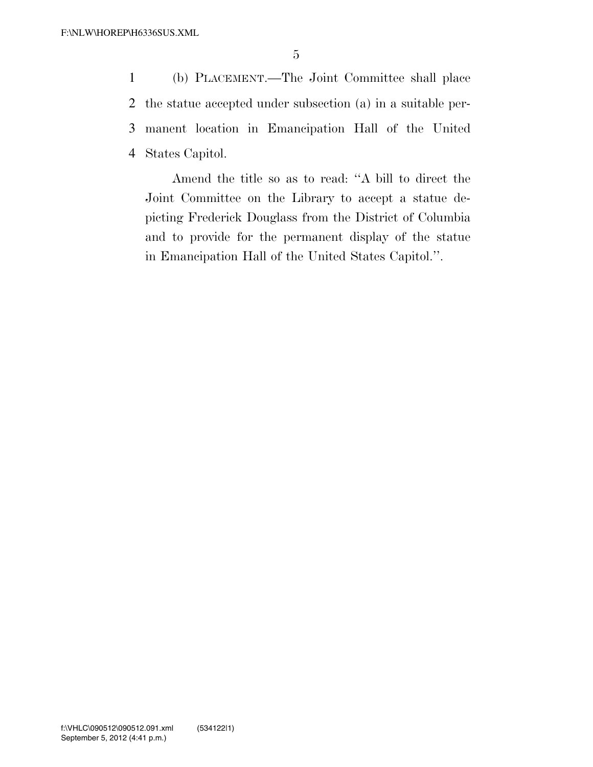(b) PLACEMENT.—The Joint Committee shall place the statue accepted under subsection (a) in a suitable permanent location in Emancipation Hall of the United States Capitol.

Amend the title so as to read: "A bill to direct the Joint Committee on the Library to accept a statue depicting Frederick Douglass from the District of Columbia and to provide for the permanent display of the statue in Emancipation Hall of the United States Capitol.".